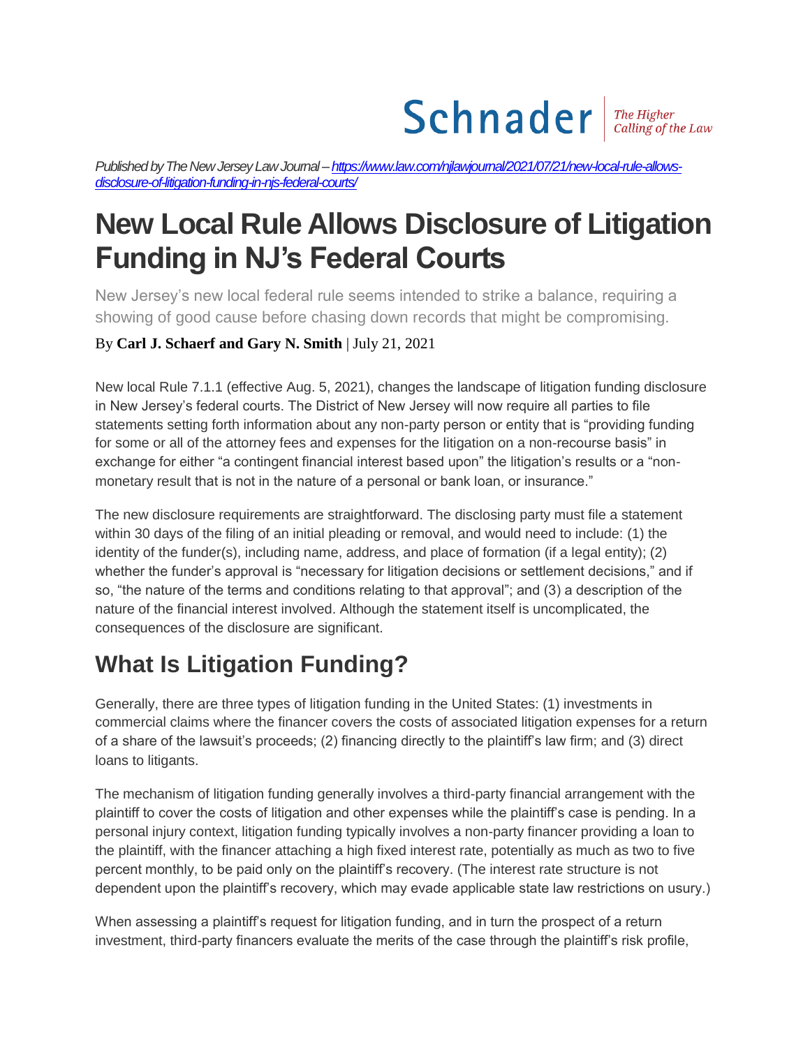Schnader | The Higher Calling of the Law

*Published by The New Jersey Law Journal – [https://www.law.com/njlawjournal/2021/07/21/new-local-rule-allows-disclosure-of-litigation-funding-in-njs-federal-courts/](https://www.law.com/njlawjournal/2021/07/21/new-local-rule-allows-disclosure-of-litigation-funding-in-njs-federal-courts/)*

# New Local Rule Allows Disclosure of Litigation Funding in NJ's Federal Courts

New Jersey's new local federal rule seems intended to strike a balance, requiring a showing of good cause before chasing down records that might be compromising.

By **Carl J. Schaerf and Gary N. Smith** | July 21, 2021

New local Rule 7.1.1 (effective Aug. 5, 2021), changes the landscape of litigation funding disclosure in New Jersey's federal courts. The District of New Jersey will now require all parties to file statements setting forth information about any non-party person or entity that is "providing funding for some or all of the attorney fees and expenses for the litigation on a non-recourse basis" in exchange for either "a contingent financial interest based upon" the litigation's results or a "non-monetary result that is not in the nature of a personal or bank loan, or insurance."

The new disclosure requirements are straightforward. The disclosing party must file a statement within 30 days of the filing of an initial pleading or removal, and would need to include: (1) the identity of the funder(s), including name, address, and place of formation (if a legal entity); (2) whether the funder's approval is "necessary for litigation decisions or settlement decisions," and if so, "the nature of the terms and conditions relating to that approval"; and (3) a description of the nature of the financial interest involved. Although the statement itself is uncomplicated, the consequences of the disclosure are significant.

## What Is Litigation Funding?

Generally, there are three types of litigation funding in the United States: (1) investments in commercial claims where the financer covers the costs of associated litigation expenses for a return of a share of the lawsuit's proceeds; (2) financing directly to the plaintiff's law firm; and (3) direct loans to litigants.

The mechanism of litigation funding generally involves a third-party financial arrangement with the plaintiff to cover the costs of litigation and other expenses while the plaintiff's case is pending. In a personal injury context, litigation funding typically involves a non-party financer providing a loan to the plaintiff, with the financer attaching a high fixed interest rate, potentially as much as two to five percent monthly, to be paid only on the plaintiff's recovery. (The interest rate structure is not dependent upon the plaintiff's recovery, which may evade applicable state law restrictions on usury.)

When assessing a plaintiff's request for litigation funding, and in turn the prospect of a return investment, third-party financers evaluate the merits of the case through the plaintiff's risk profile,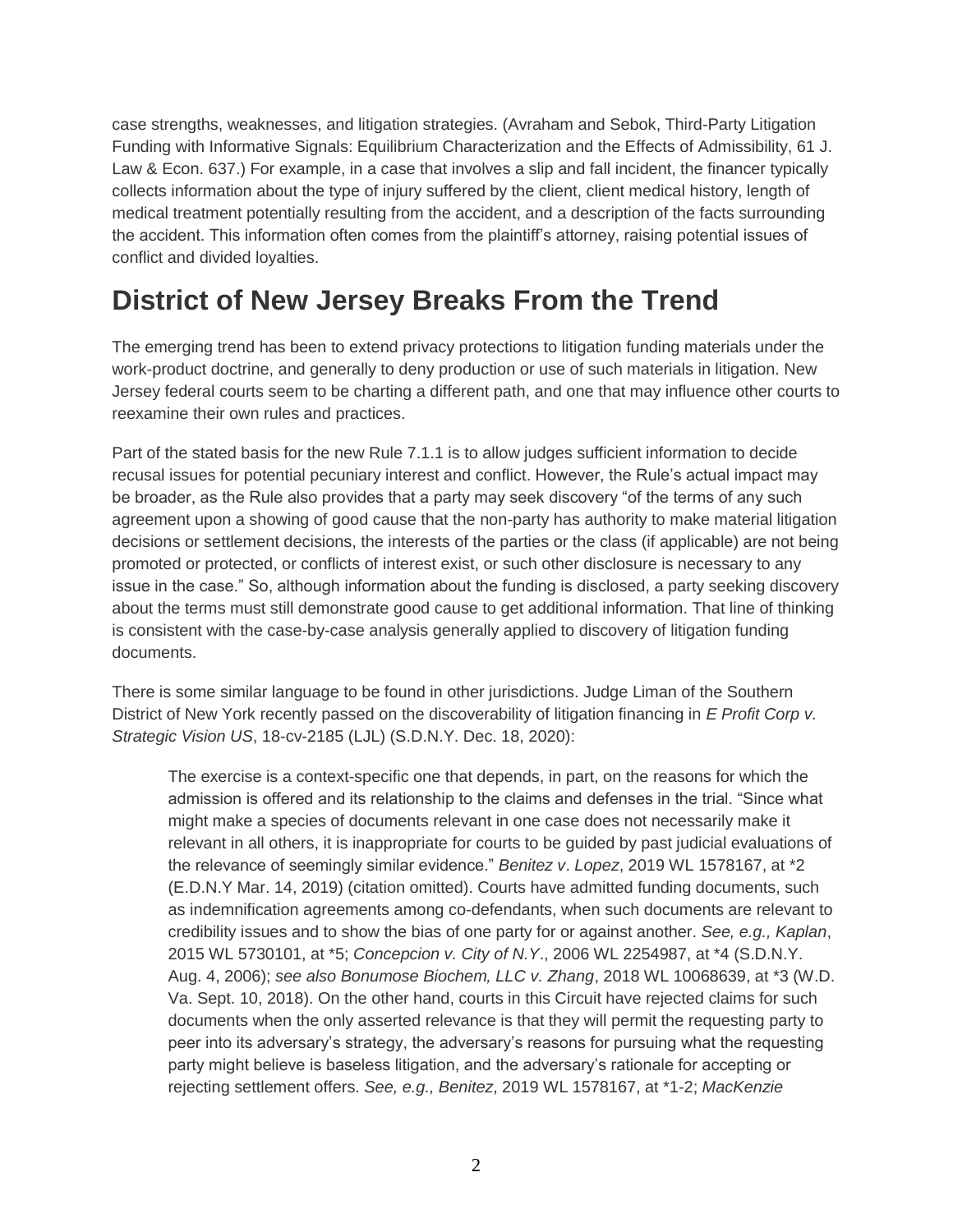case strengths, weaknesses, and litigation strategies. (Avraham and Sebok, Third-Party Litigation Funding with Informative Signals: Equilibrium Characterization and the Effects of Admissibility, 61 J. Law & Econ. 637.) For example, in a case that involves a slip and fall incident, the financer typically collects information about the type of injury suffered by the client, client medical history, length of medical treatment potentially resulting from the accident, and a description of the facts surrounding the accident. This information often comes from the plaintiff's attorney, raising potential issues of conflict and divided loyalties.

## District of New Jersey Breaks From the Trend

The emerging trend has been to extend privacy protections to litigation funding materials under the work-product doctrine, and generally to deny production or use of such materials in litigation. New Jersey federal courts seem to be charting a different path, and one that may influence other courts to reexamine their own rules and practices.

Part of the stated basis for the new Rule 7.1.1 is to allow judges sufficient information to decide recusal issues for potential pecuniary interest and conflict. However, the Rule's actual impact may be broader, as the Rule also provides that a party may seek discovery "of the terms of any such agreement upon a showing of good cause that the non-party has authority to make material litigation decisions or settlement decisions, the interests of the parties or the class (if applicable) are not being promoted or protected, or conflicts of interest exist, or such other disclosure is necessary to any issue in the case." So, although information about the funding is disclosed, a party seeking discovery about the terms must still demonstrate good cause to get additional information. That line of thinking is consistent with the case-by-case analysis generally applied to discovery of litigation funding documents.

There is some similar language to be found in other jurisdictions. Judge Liman of the Southern District of New York recently passed on the discoverability of litigation financing in *E Profit Corp v. Strategic Vision US*, 18-cv-2185 (LJL) (S.D.N.Y. Dec. 18, 2020):

> The exercise is a context-specific one that depends, in part, on the reasons for which the admission is offered and its relationship to the claims and defenses in the trial. "Since what might make a species of documents relevant in one case does not necessarily make it relevant in all others, it is inappropriate for courts to be guided by past judicial evaluations of the relevance of seemingly similar evidence." *Benitez v. Lopez*, 2019 WL 1578167, at *2 (E.D.N.Y Mar. 14, 2019) (citation omitted). Courts have admitted funding documents, such as indemnification agreements among co-defendants, when such documents are relevant to credibility issues and to show the bias of one party for or against another. *See, e.g., Kaplan*, 2015 WL 5730101, at *5; *Concepcion v. City of N.Y.*, 2006 WL 2254987, at *4 (S.D.N.Y. Aug. 4, 2006); *see also Bonumose Biochem, LLC v. Zhang*, 2018 WL 10068639, at *3 (W.D. Va. Sept. 10, 2018). On the other hand, courts in this Circuit have rejected claims for such documents when the only asserted relevance is that they will permit the requesting party to peer into its adversary's strategy, the adversary's reasons for pursuing what the requesting party might believe is baseless litigation, and the adversary's rationale for accepting or rejecting settlement offers. *See, e.g., Benitez*, 2019 WL 1578167, at *1-2; *MacKenzie*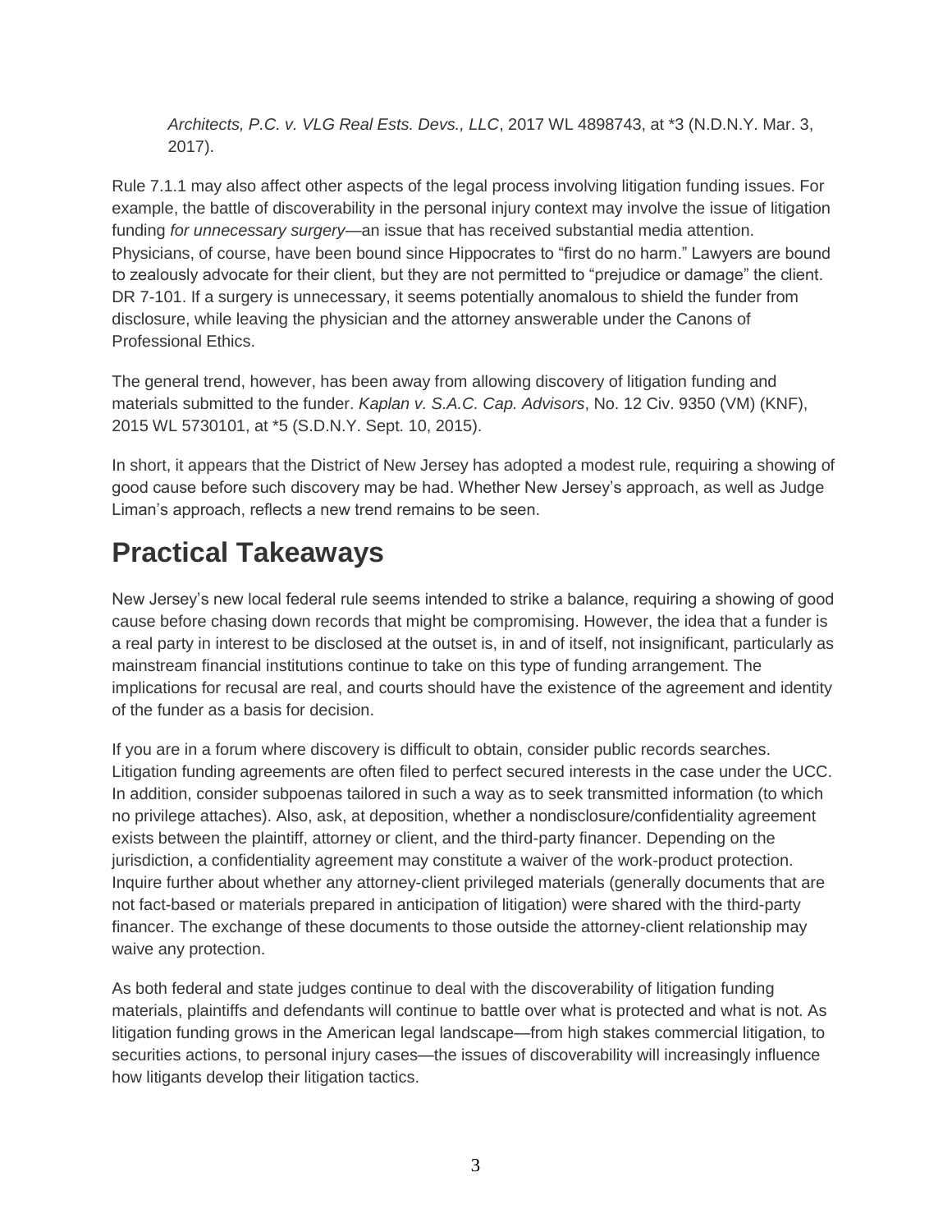*Architects, P.C. v. VLG Real Ests. Devs., LLC*, 2017 WL 4898743, at *3 (N.D.N.Y. Mar. 3, 2017).

Rule 7.1.1 may also affect other aspects of the legal process involving litigation funding issues. For example, the battle of discoverability in the personal injury context may involve the issue of litigation funding *for unnecessary surgery*—an issue that has received substantial media attention. Physicians, of course, have been bound since Hippocrates to "first do no harm." Lawyers are bound to zealously advocate for their client, but they are not permitted to "prejudice or damage" the client. DR 7-101. If a surgery is unnecessary, it seems potentially anomalous to shield the funder from disclosure, while leaving the physician and the attorney answerable under the Canons of Professional Ethics.

The general trend, however, has been away from allowing discovery of litigation funding and materials submitted to the funder. *Kaplan v. S.A.C. Cap. Advisors*, No. 12 Civ. 9350 (VM) (KNF), 2015 WL 5730101, at *5 (S.D.N.Y. Sept. 10, 2015).

In short, it appears that the District of New Jersey has adopted a modest rule, requiring a showing of good cause before such discovery may be had. Whether New Jersey's approach, as well as Judge Liman's approach, reflects a new trend remains to be seen.

## Practical Takeaways

New Jersey's new local federal rule seems intended to strike a balance, requiring a showing of good cause before chasing down records that might be compromising. However, the idea that a funder is a real party in interest to be disclosed at the outset is, in and of itself, not insignificant, particularly as mainstream financial institutions continue to take on this type of funding arrangement. The implications for recusal are real, and courts should have the existence of the agreement and identity of the funder as a basis for decision.

If you are in a forum where discovery is difficult to obtain, consider public records searches. Litigation funding agreements are often filed to perfect secured interests in the case under the UCC. In addition, consider subpoenas tailored in such a way as to seek transmitted information (to which no privilege attaches). Also, ask, at deposition, whether a nondisclosure/confidentiality agreement exists between the plaintiff, attorney or client, and the third-party financer. Depending on the jurisdiction, a confidentiality agreement may constitute a waiver of the work-product protection. Inquire further about whether any attorney-client privileged materials (generally documents that are not fact-based or materials prepared in anticipation of litigation) were shared with the third-party financer. The exchange of these documents to those outside the attorney-client relationship may waive any protection.

As both federal and state judges continue to deal with the discoverability of litigation funding materials, plaintiffs and defendants will continue to battle over what is protected and what is not. As litigation funding grows in the American legal landscape—from high stakes commercial litigation, to securities actions, to personal injury cases—the issues of discoverability will increasingly influence how litigants develop their litigation tactics.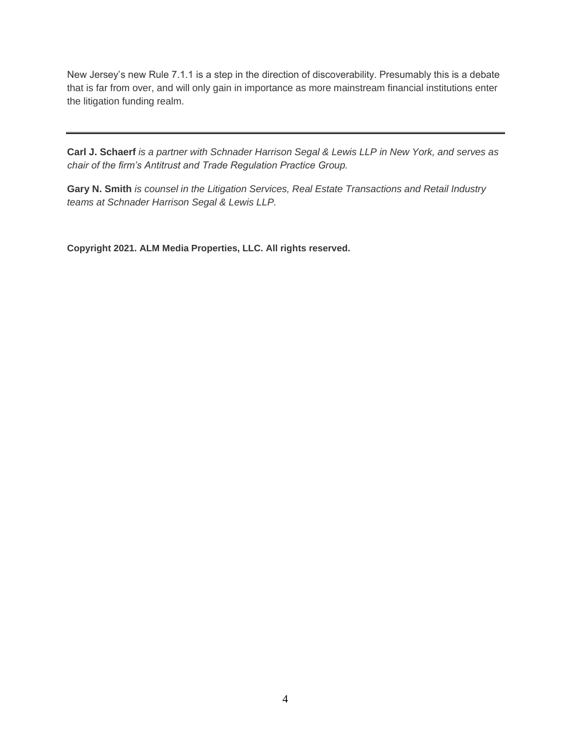New Jersey's new Rule 7.1.1 is a step in the direction of discoverability. Presumably this is a debate that is far from over, and will only gain in importance as more mainstream financial institutions enter the litigation funding realm.

---

**Carl J. Schaerf** *is a partner with Schnader Harrison Segal & Lewis LLP in New York, and serves as chair of the firm's Antitrust and Trade Regulation Practice Group.*

**Gary N. Smith** *is counsel in the Litigation Services, Real Estate Transactions and Retail Industry teams at Schnader Harrison Segal & Lewis LLP.*

**Copyright 2021. ALM Media Properties, LLC. All rights reserved.**